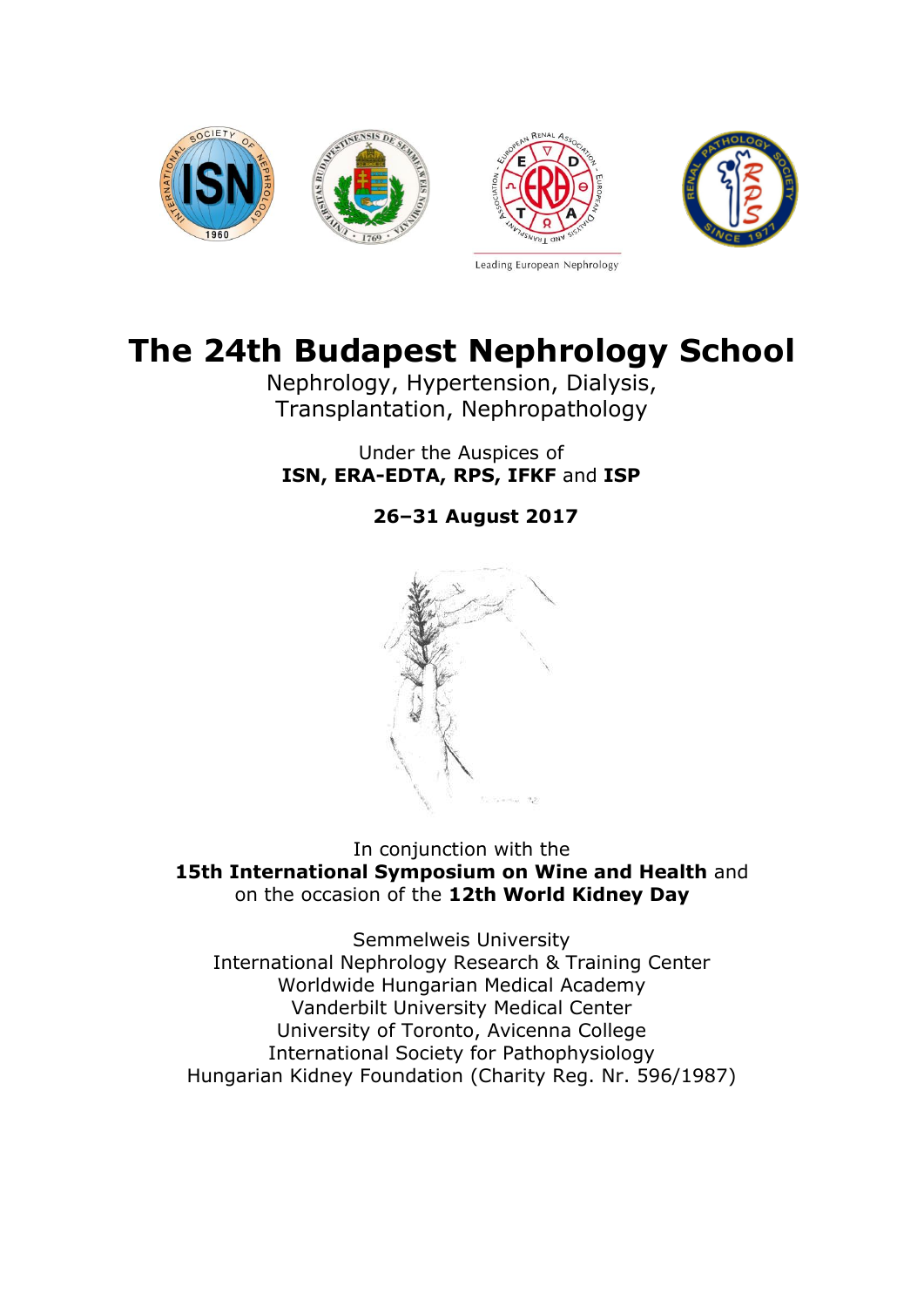Leading European Nephrology

# The 24th Budapest Nephrology School

Nephrology, Hypertension, Dialysis, Transplantation, Nephropathology

Under the Auspices of
**ISN, ERA-EDTA, RPS, IFKF** and **ISP**

**26–31 August 2017**

In conjunction with the
**15th International Symposium on Wine and Health** and
on the occasion of the **12th World Kidney Day**

Semmelweis University
International Nephrology Research & Training Center
Worldwide Hungarian Medical Academy
Vanderbilt University Medical Center
University of Toronto, Avicenna College
International Society for Pathophysiology
Hungarian Kidney Foundation (Charity Reg. Nr. 596/1987)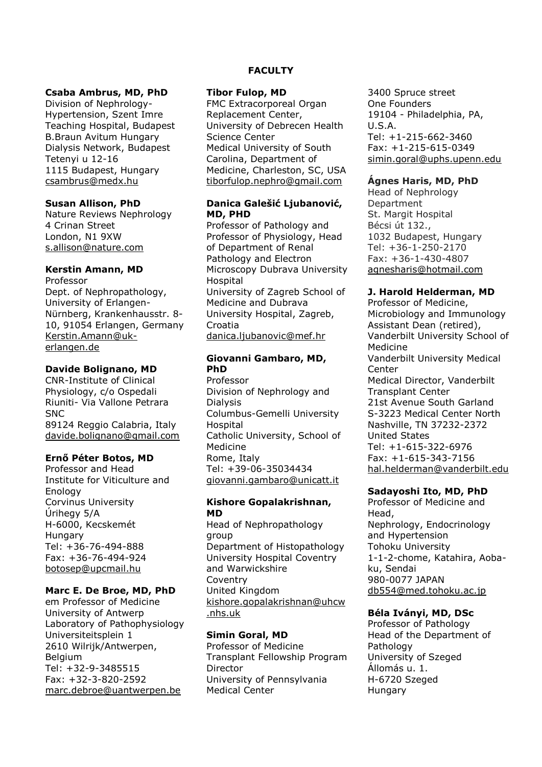## FACULTY

**Csaba Ambrus, MD, PhD**
Division of Nephrology-Hypertension, Szent Imre Teaching Hospital, Budapest
B.Braun Avitum Hungary Dialysis Network, Budapest
Tetenyi u 12-16
1115 Budapest, Hungary
csambrus@medx.hu

**Susan Allison, PhD**
Nature Reviews Nephrology
4 Crinan Street
London, N1 9XW
s.allison@nature.com

**Kerstin Amann, MD**
Professor
Dept. of Nephropathology, University of Erlangen-Nürnberg, Krankenhausstr. 8-10, 91054 Erlangen, Germany
Kerstin.Amann@uk-erlangen.de

**Davide Bolignano, MD**
CNR-Institute of Clinical Physiology, c/o Ospedali Riuniti- Via Vallone Petrara SNC
89124 Reggio Calabria, Italy
davide.bolignano@gmail.com

**Ernő Péter Botos, MD**
Professor and Head
Institute for Viticulture and Enology
Corvinus University
Úrihegy 5/A
H-6000, Kecskemét
Hungary
Tel: +36-76-494-888
Fax: +36-76-494-924
botosep@upcmail.hu

**Marc E. De Broe, MD, PhD**
em Professor of Medicine
University of Antwerp
Laboratory of Pathophysiology
Universiteitsplein 1
2610 Wilrijk/Antwerpen, Belgium
Tel: +32-9-3485515
Fax: +32-3-820-2592
marc.debroe@uantwerpen.be

**Tibor Fulop, MD**
FMC Extracorporeal Organ Replacement Center, University of Debrecen Health Science Center
Medical University of South Carolina, Department of Medicine, Charleston, SC, USA
tiborfulop.nephro@gmail.com

**Danica Galešić Ljubanović, MD, PHD**
Professor of Pathology and Professor of Physiology, Head of Department of Renal Pathology and Electron Microscopy Dubrava University Hospital
University of Zagreb School of Medicine and Dubrava University Hospital, Zagreb, Croatia
danica.ljubanovic@mef.hr

**Giovanni Gambaro, MD, PhD**
Professor
Division of Nephrology and Dialysis
Columbus-Gemelli University Hospital
Catholic University, School of Medicine
Rome, Italy
Tel: +39-06-35034434
giovanni.gambaro@unicatt.it

**Kishore Gopalakrishnan, MD**
Head of Nephropathology group
Department of Histopathology
University Hospital Coventry and Warwickshire
Coventry
United Kingdom
kishore.gopalakrishnan@uhcw.nhs.uk

**Simin Goral, MD**
Professor of Medicine
Transplant Fellowship Program Director
University of Pennsylvania Medical Center
3400 Spruce street
One Founders
19104 - Philadelphia, PA, U.S.A.
Tel: +1-215-662-3460
Fax: +1-215-615-0349
simin.goral@uphs.upenn.edu

**Ágnes Haris, MD, PhD**
Head of Nephrology Department
St. Margit Hospital
Bécsi út 132.,
1032 Budapest, Hungary
Tel: +36-1-250-2170
Fax: +36-1-430-4807
agnesharis@hotmail.com

**J. Harold Helderman, MD**
Professor of Medicine, Microbiology and Immunology
Assistant Dean (retired), Vanderbilt University School of Medicine
Vanderbilt University Medical Center
Medical Director, Vanderbilt Transplant Center
21st Avenue South Garland
S-3223 Medical Center North
Nashville, TN 37232-2372
United States
Tel: +1-615-322-6976
Fax: +1-615-343-7156
hal.helderman@vanderbilt.edu

**Sadayoshi Ito, MD, PhD**
Professor of Medicine and Head,
Nephrology, Endocrinology and Hypertension
Tohoku University
1-1-2-chome, Katahira, Aoba-ku, Sendai
980-0077 JAPAN
db554@med.tohoku.ac.jp

**Béla Iványi, MD, DSc**
Professor of Pathology
Head of the Department of Pathology
University of Szeged
Állomás u. 1.
H-6720 Szeged
Hungary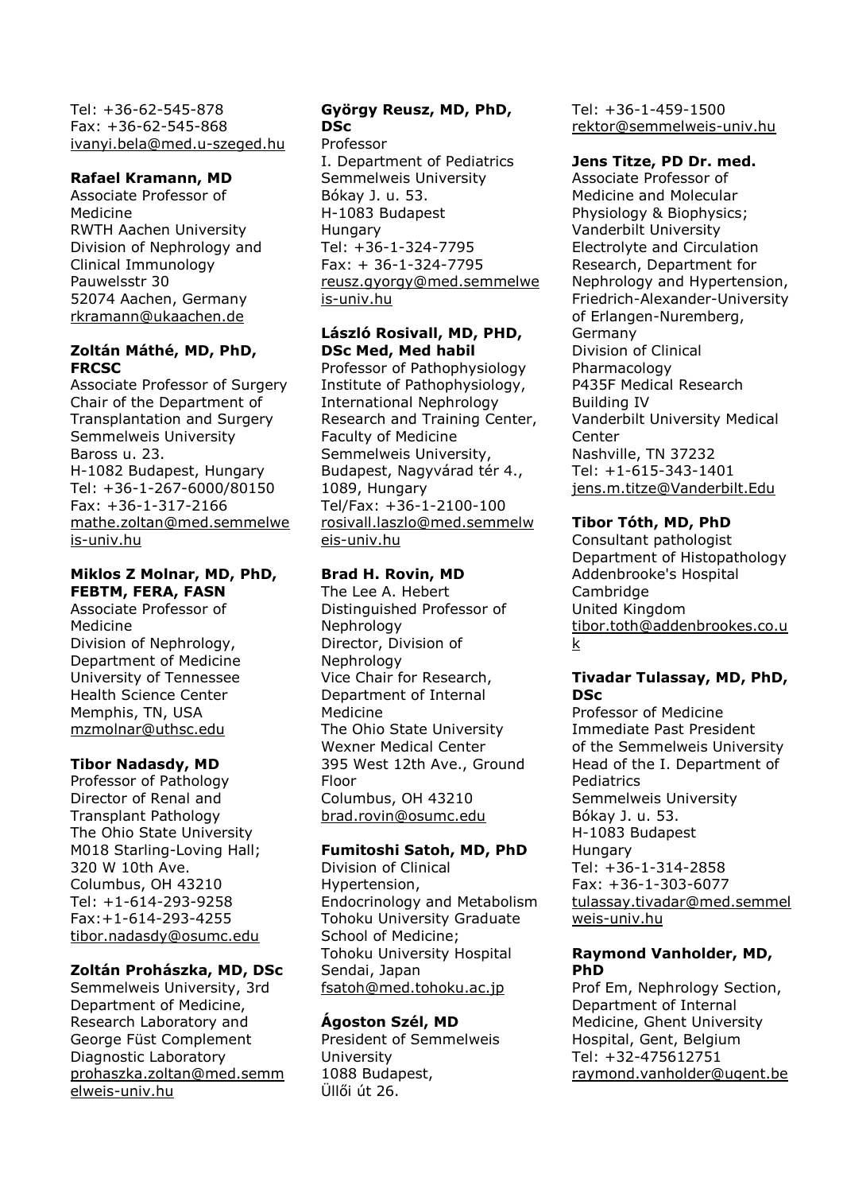Tel: +36-62-545-878
Fax: +36-62-545-868
ivanyi.bela@med.u-szeged.hu

**Rafael Kramann, MD**
Associate Professor of Medicine
RWTH Aachen University
Division of Nephrology and Clinical Immunology
Pauwelsstr 30
52074 Aachen, Germany
rkramann@ukaachen.de

**Zoltán Máthé, MD, PhD, FRCSC**
Associate Professor of Surgery
Chair of the Department of Transplantation and Surgery
Semmelweis University
Baross u. 23.
H-1082 Budapest, Hungary
Tel: +36-1-267-6000/80150
Fax: +36-1-317-2166
mathe.zoltan@med.semmelweis-univ.hu

**Miklos Z Molnar, MD, PhD, FEBTM, FERA, FASN**
Associate Professor of Medicine
Division of Nephrology, Department of Medicine
University of Tennessee Health Science Center
Memphis, TN, USA
mzmolnar@uthsc.edu

**Tibor Nadasdy, MD**
Professor of Pathology
Director of Renal and Transplant Pathology
The Ohio State University
M018 Starling-Loving Hall;
320 W 10th Ave.
Columbus, OH 43210
Tel: +1-614-293-9258
Fax:+1-614-293-4255
tibor.nadasdy@osumc.edu

**Zoltán Prohászka, MD, DSc**
Semmelweis University, 3rd Department of Medicine, Research Laboratory and George Füst Complement Diagnostic Laboratory
prohaszka.zoltan@med.semmelweis-univ.hu

**György Reusz, MD, PhD, DSc**
Professor
I. Department of Pediatrics
Semmelweis University
Bókay J. u. 53.
H-1083 Budapest
Hungary
Tel: +36-1-324-7795
Fax: + 36-1-324-7795
reusz.gyorgy@med.semmelweis-univ.hu

**László Rosivall, MD, PHD, DSc Med, Med habil**
Professor of Pathophysiology
Institute of Pathophysiology, International Nephrology Research and Training Center, Faculty of Medicine
Semmelweis University, Budapest, Nagyvárad tér 4., 1089, Hungary
Tel/Fax: +36-1-2100-100
rosivall.laszlo@med.semmelweis-univ.hu

**Brad H. Rovin, MD**
The Lee A. Hebert Distinguished Professor of Nephrology
Director, Division of Nephrology
Vice Chair for Research, Department of Internal Medicine
The Ohio State University Wexner Medical Center
395 West 12th Ave., Ground Floor
Columbus, OH 43210
brad.rovin@osumc.edu

**Fumitoshi Satoh, MD, PhD**
Division of Clinical Hypertension, Endocrinology and Metabolism
Tohoku University Graduate School of Medicine;
Tohoku University Hospital
Sendai, Japan
fsatoh@med.tohoku.ac.jp

**Ágoston Szél, MD**
President of Semmelweis University
1088 Budapest,
Üllői út 26.
Tel: +36-1-459-1500
rektor@semmelweis-univ.hu

**Jens Titze, PD Dr. med.**
Associate Professor of Medicine and Molecular Physiology & Biophysics;
Vanderbilt University
Electrolyte and Circulation Research, Department for Nephrology and Hypertension, Friedrich-Alexander-University of Erlangen-Nuremberg, Germany
Division of Clinical Pharmacology
P435F Medical Research Building IV
Vanderbilt University Medical Center
Nashville, TN 37232
Tel: +1-615-343-1401
jens.m.titze@Vanderbilt.Edu

**Tibor Tóth, MD, PhD**
Consultant pathologist
Department of Histopathology
Addenbrooke's Hospital
Cambridge
United Kingdom
tibor.toth@addenbrookes.co.uk

**Tivadar Tulassay, MD, PhD, DSc**
Professor of Medicine
Immediate Past President of the Semmelweis University
Head of the I. Department of Pediatrics
Semmelweis University
Bókay J. u. 53.
H-1083 Budapest
Hungary
Tel: +36-1-314-2858
Fax: +36-1-303-6077
tulassay.tivadar@med.semmelweis-univ.hu

**Raymond Vanholder, MD, PhD**
Prof Em, Nephrology Section, Department of Internal Medicine, Ghent University Hospital, Gent, Belgium
Tel: +32-475612751
raymond.vanholder@ugent.be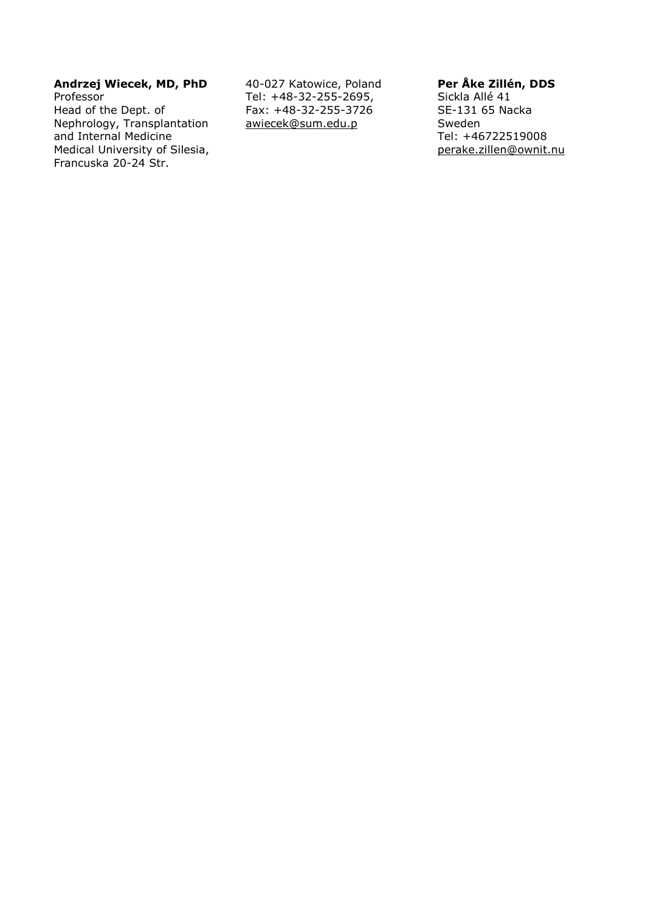**Andrzej Wiecek, MD, PhD**
Professor
Head of the Dept. of Nephrology, Transplantation and Internal Medicine
Medical University of Silesia,
Francuska 20-24 Str.
40-027 Katowice, Poland
Tel: +48-32-255-2695,
Fax: +48-32-255-3726
awiecek@sum.edu.p

**Per Åke Zillén, DDS**
Sickla Allé 41
SE-131 65 Nacka
Sweden
Tel: +46722519008
perake.zillen@ownit.nu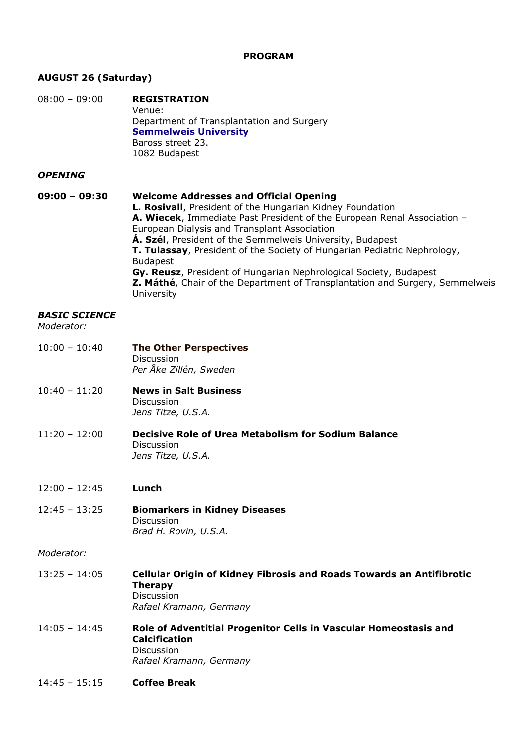**PROGRAM**

**AUGUST 26 (Saturday)**

08:00 – 09:00 **REGISTRATION**
Venue:
Department of Transplantation and Surgery
**Semmelweis University**
Baross street 23.
1082 Budapest

***OPENING***

**09:00 – 09:30** **Welcome Addresses and Official Opening**
**L. Rosivall**, President of the Hungarian Kidney Foundation
**A. Wiecek**, Immediate Past President of the European Renal Association – European Dialysis and Transplant Association
**Á. Szél**, President of the Semmelweis University, Budapest
**T. Tulassay**, President of the Society of Hungarian Pediatric Nephrology, Budapest
**Gy. Reusz**, President of Hungarian Nephrological Society, Budapest
**Z. Máthé**, Chair of the Department of Transplantation and Surgery, Semmelweis University

***BASIC SCIENCE***
*Moderator:*

10:00 – 10:40 **The Other Perspectives**
Discussion
*Per Åke Zillén, Sweden*

10:40 – 11:20 **News in Salt Business**
Discussion
*Jens Titze, U.S.A.*

11:20 – 12:00 **Decisive Role of Urea Metabolism for Sodium Balance**
Discussion
*Jens Titze, U.S.A.*

12:00 – 12:45 **Lunch**

12:45 – 13:25 **Biomarkers in Kidney Diseases**
Discussion
*Brad H. Rovin, U.S.A.*

*Moderator:*

13:25 – 14:05 **Cellular Origin of Kidney Fibrosis and Roads Towards an Antifibrotic Therapy**
Discussion
*Rafael Kramann, Germany*

14:05 – 14:45 **Role of Adventitial Progenitor Cells in Vascular Homeostasis and Calcification**
Discussion
*Rafael Kramann, Germany*

14:45 – 15:15 **Coffee Break**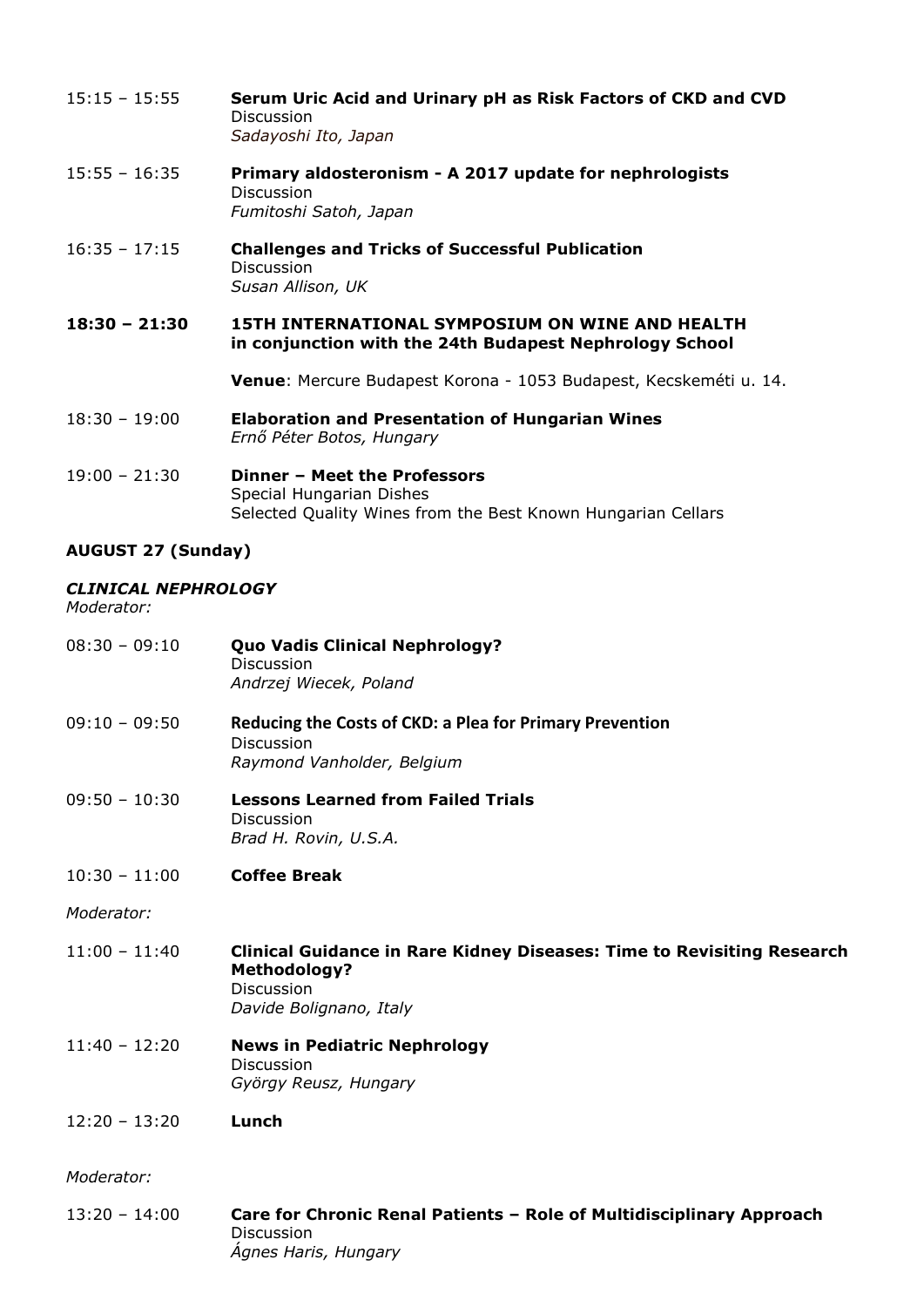15:15 – 15:55 **Serum Uric Acid and Urinary pH as Risk Factors of CKD and CVD**
Discussion
*Sadayoshi Ito, Japan*

15:55 – 16:35 **Primary aldosteronism - A 2017 update for nephrologists**
Discussion
*Fumitoshi Satoh, Japan*

16:35 – 17:15 **Challenges and Tricks of Successful Publication**
Discussion
*Susan Allison, UK*

**18:30 – 21:30 15TH INTERNATIONAL SYMPOSIUM ON WINE AND HEALTH in conjunction with the 24th Budapest Nephrology School**

**Venue**: Mercure Budapest Korona - 1053 Budapest, Kecskeméti u. 14.

18:30 – 19:00 **Elaboration and Presentation of Hungarian Wines**
*Ernő Péter Botos, Hungary*

19:00 – 21:30 **Dinner – Meet the Professors**
Special Hungarian Dishes
Selected Quality Wines from the Best Known Hungarian Cellars

**AUGUST 27 (Sunday)**

***CLINICAL NEPHROLOGY***
*Moderator:*

08:30 – 09:10 **Quo Vadis Clinical Nephrology?**
Discussion
*Andrzej Wiecek, Poland*

09:10 – 09:50 **Reducing the Costs of CKD: a Plea for Primary Prevention**
Discussion
*Raymond Vanholder, Belgium*

09:50 – 10:30 **Lessons Learned from Failed Trials**
Discussion
*Brad H. Rovin, U.S.A.*

10:30 – 11:00 **Coffee Break**

*Moderator:*

11:00 – 11:40 **Clinical Guidance in Rare Kidney Diseases: Time to Revisiting Research Methodology?**
Discussion
*Davide Bolignano, Italy*

11:40 – 12:20 **News in Pediatric Nephrology**
Discussion
*György Reusz, Hungary*

12:20 – 13:20 **Lunch**

*Moderator:*

13:20 – 14:00 **Care for Chronic Renal Patients – Role of Multidisciplinary Approach**
Discussion
*Ágnes Haris, Hungary*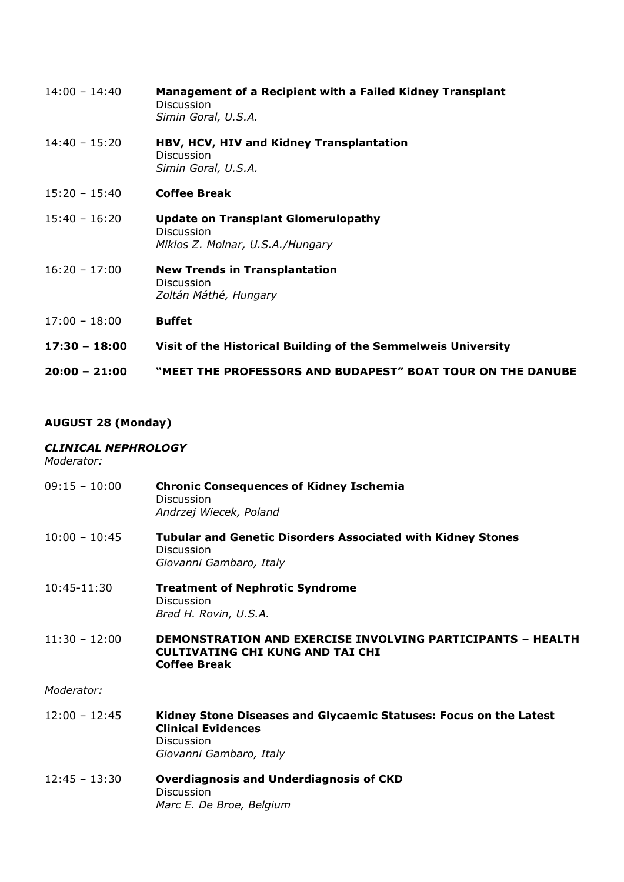14:00 – 14:40 **Management of a Recipient with a Failed Kidney Transplant**
Discussion
*Simin Goral, U.S.A.*

14:40 – 15:20 **HBV, HCV, HIV and Kidney Transplantation**
Discussion
*Simin Goral, U.S.A.*

15:20 – 15:40 **Coffee Break**

15:40 – 16:20 **Update on Transplant Glomerulopathy**
Discussion
*Miklos Z. Molnar, U.S.A./Hungary*

16:20 – 17:00 **New Trends in Transplantation**
Discussion
*Zoltán Máthé, Hungary*

17:00 – 18:00 **Buffet**

**17:30 – 18:00 Visit of the Historical Building of the Semmelweis University**

**20:00 – 21:00 "MEET THE PROFESSORS AND BUDAPEST" BOAT TOUR ON THE DANUBE**

**AUGUST 28 (Monday)**

***CLINICAL NEPHROLOGY***
*Moderator:*

09:15 – 10:00 **Chronic Consequences of Kidney Ischemia**
Discussion
*Andrzej Wiecek, Poland*

10:00 – 10:45 **Tubular and Genetic Disorders Associated with Kidney Stones**
Discussion
*Giovanni Gambaro, Italy*

10:45-11:30 **Treatment of Nephrotic Syndrome**
Discussion
*Brad H. Rovin, U.S.A.*

11:30 – 12:00 **DEMONSTRATION AND EXERCISE INVOLVING PARTICIPANTS – HEALTH CULTIVATING CHI KUNG AND TAI CHI**
**Coffee Break**

*Moderator:*

12:00 – 12:45 **Kidney Stone Diseases and Glycaemic Statuses: Focus on the Latest Clinical Evidences**
Discussion
*Giovanni Gambaro, Italy*

12:45 – 13:30 **Overdiagnosis and Underdiagnosis of CKD**
Discussion
*Marc E. De Broe, Belgium*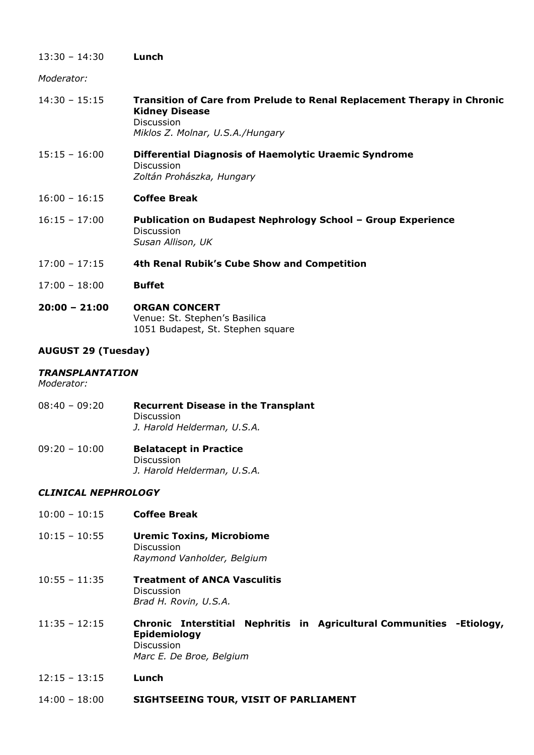13:30 – 14:30 **Lunch**

*Moderator:*

14:30 – 15:15 **Transition of Care from Prelude to Renal Replacement Therapy in Chronic Kidney Disease**
Discussion
*Miklos Z. Molnar, U.S.A./Hungary*

15:15 – 16:00 **Differential Diagnosis of Haemolytic Uraemic Syndrome**
Discussion
*Zoltán Prohászka, Hungary*

16:00 – 16:15 **Coffee Break**

16:15 – 17:00 **Publication on Budapest Nephrology School – Group Experience**
Discussion
*Susan Allison, UK*

17:00 – 17:15 **4th Renal Rubik's Cube Show and Competition**

17:00 – 18:00 **Buffet**

**20:00 – 21:00** **ORGAN CONCERT**
Venue: St. Stephen's Basilica
1051 Budapest, St. Stephen square

**AUGUST 29 (Tuesday)**

***TRANSPLANTATION***
*Moderator:*

08:40 – 09:20 **Recurrent Disease in the Transplant**
Discussion
*J. Harold Helderman, U.S.A.*

09:20 – 10:00 **Belatacept in Practice**
Discussion
*J. Harold Helderman, U.S.A.*

***CLINICAL NEPHROLOGY***

10:00 – 10:15 **Coffee Break**

10:15 – 10:55 **Uremic Toxins, Microbiome**
Discussion
*Raymond Vanholder, Belgium*

10:55 – 11:35 **Treatment of ANCA Vasculitis**
Discussion
*Brad H. Rovin, U.S.A.*

11:35 – 12:15 **Chronic Interstitial Nephritis in Agricultural Communities -Etiology, Epidemiology**
Discussion
*Marc E. De Broe, Belgium*

12:15 – 13:15 **Lunch**

14:00 – 18:00 **SIGHTSEEING TOUR, VISIT OF PARLIAMENT**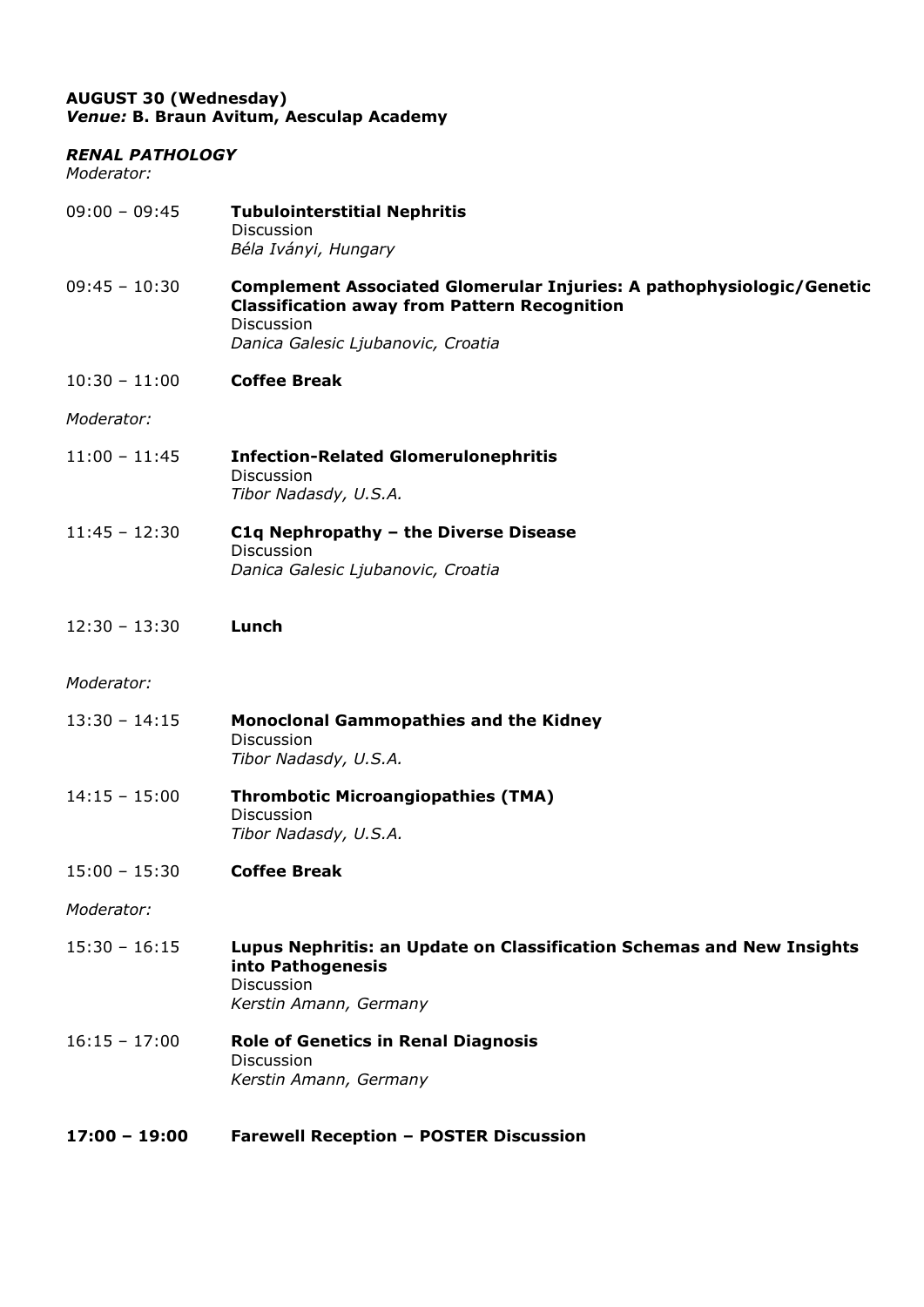**AUGUST 30 (Wednesday)**
***Venue:*** **B. Braun Avitum, Aesculap Academy**

***RENAL PATHOLOGY***
*Moderator:*

09:00 – 09:45 **Tubulointerstitial Nephritis**
Discussion
*Béla Iványi, Hungary*

09:45 – 10:30 **Complement Associated Glomerular Injuries: A pathophysiologic/Genetic Classification away from Pattern Recognition**
Discussion
*Danica Galesic Ljubanovic, Croatia*

10:30 – 11:00 **Coffee Break**

*Moderator:*

11:00 – 11:45 **Infection-Related Glomerulonephritis**
Discussion
*Tibor Nadasdy, U.S.A.*

11:45 – 12:30 **C1q Nephropathy – the Diverse Disease**
Discussion
*Danica Galesic Ljubanovic, Croatia*

12:30 – 13:30 **Lunch**

*Moderator:*

13:30 – 14:15 **Monoclonal Gammopathies and the Kidney**
Discussion
*Tibor Nadasdy, U.S.A.*

14:15 – 15:00 **Thrombotic Microangiopathies (TMA)**
Discussion
*Tibor Nadasdy, U.S.A.*

15:00 – 15:30 **Coffee Break**

*Moderator:*

15:30 – 16:15 **Lupus Nephritis: an Update on Classification Schemas and New Insights into Pathogenesis**
Discussion
*Kerstin Amann, Germany*

16:15 – 17:00 **Role of Genetics in Renal Diagnosis**
Discussion
*Kerstin Amann, Germany*

**17:00 – 19:00 Farewell Reception – POSTER Discussion**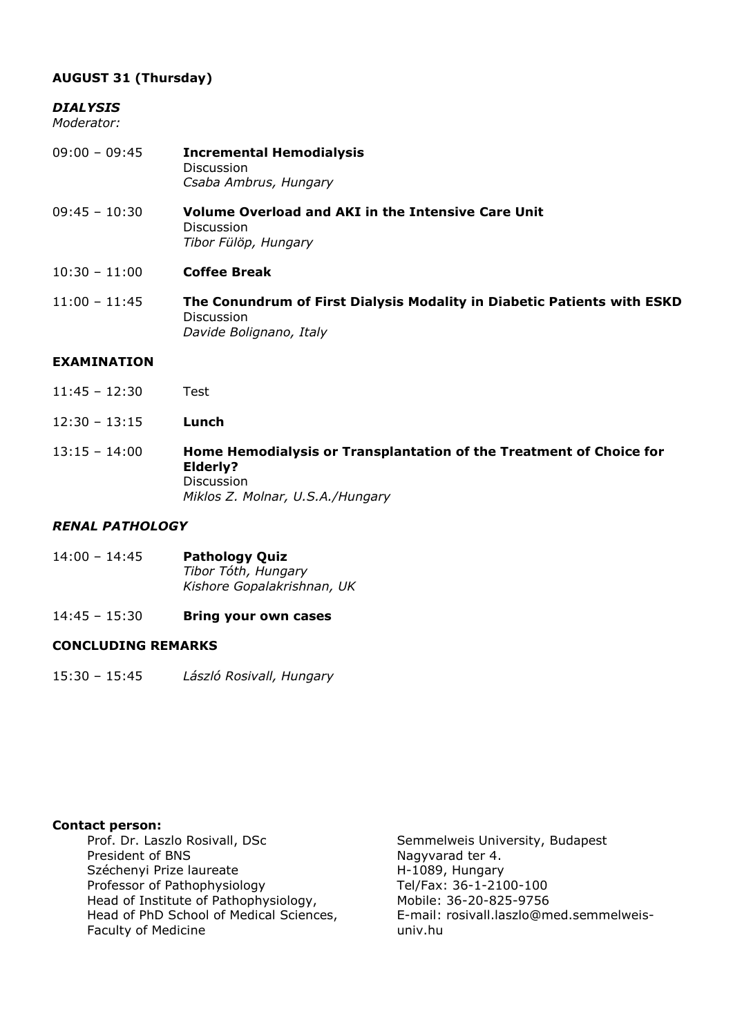**AUGUST 31 (Thursday)**

***DIALYSIS***
*Moderator:*

09:00 – 09:45 **Incremental Hemodialysis**
Discussion
*Csaba Ambrus, Hungary*

09:45 – 10:30 **Volume Overload and AKI in the Intensive Care Unit**
Discussion
*Tibor Fülöp, Hungary*

10:30 – 11:00 **Coffee Break**

11:00 – 11:45 **The Conundrum of First Dialysis Modality in Diabetic Patients with ESKD**
Discussion
*Davide Bolignano, Italy*

**EXAMINATION**

11:45 – 12:30 Test

12:30 – 13:15 **Lunch**

13:15 – 14:00 **Home Hemodialysis or Transplantation of the Treatment of Choice for Elderly?**
Discussion
*Miklos Z. Molnar, U.S.A./Hungary*

***RENAL PATHOLOGY***

14:00 – 14:45 **Pathology Quiz**
*Tibor Tóth, Hungary*
*Kishore Gopalakrishnan, UK*

14:45 – 15:30 **Bring your own cases**

**CONCLUDING REMARKS**

15:30 – 15:45 *László Rosivall, Hungary*

**Contact person:**

Prof. Dr. Laszlo Rosivall, DSc
President of BNS
Széchenyi Prize laureate
Professor of Pathophysiology
Head of Institute of Pathophysiology,
Head of PhD School of Medical Sciences,
Faculty of Medicine

Semmelweis University, Budapest
Nagyvarad ter 4.
H-1089, Hungary
Tel/Fax: 36-1-2100-100
Mobile: 36-20-825-9756
E-mail: rosivall.laszlo@med.semmelweis-univ.hu